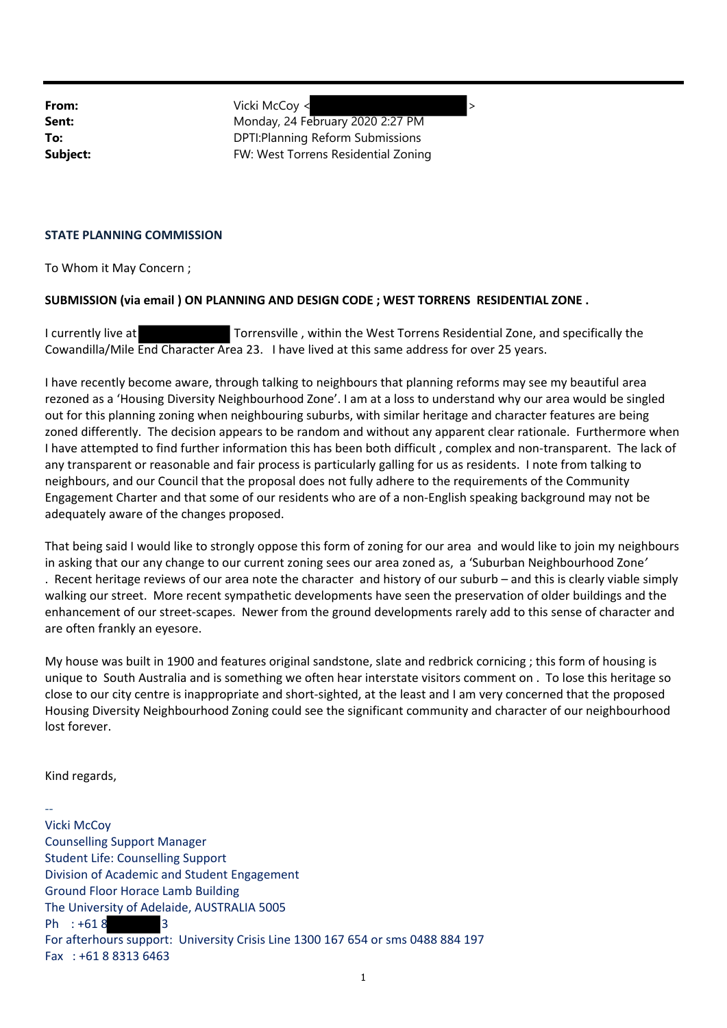| | |
|---|---|
| **From:** | Vicki McCoy < > |
| **Sent:** | Monday, 24 February 2020 2:27 PM |
| **To:** | DPTI:Planning Reform Submissions |
| **Subject:** | FW: West Torrens Residential Zoning |

**STATE PLANNING COMMISSION**

To Whom it May Concern ;

**SUBMISSION (via email ) ON PLANNING AND DESIGN CODE ; WEST TORRENS RESIDENTIAL ZONE .**

I currently live at Torrensville , within the West Torrens Residential Zone, and specifically the Cowandilla/Mile End Character Area 23. I have lived at this same address for over 25 years.

I have recently become aware, through talking to neighbours that planning reforms may see my beautiful area rezoned as a 'Housing Diversity Neighbourhood Zone'. I am at a loss to understand why our area would be singled out for this planning zoning when neighbouring suburbs, with similar heritage and character features are being zoned differently. The decision appears to be random and without any apparent clear rationale. Furthermore when I have attempted to find further information this has been both difficult , complex and non-transparent. The lack of any transparent or reasonable and fair process is particularly galling for us as residents. I note from talking to neighbours, and our Council that the proposal does not fully adhere to the requirements of the Community Engagement Charter and that some of our residents who are of a non-English speaking background may not be adequately aware of the changes proposed.

That being said I would like to strongly oppose this form of zoning for our area and would like to join my neighbours in asking that our any change to our current zoning sees our area zoned as, a 'Suburban Neighbourhood Zone' . Recent heritage reviews of our area note the character and history of our suburb – and this is clearly viable simply walking our street. More recent sympathetic developments have seen the preservation of older buildings and the enhancement of our street-scapes. Newer from the ground developments rarely add to this sense of character and are often frankly an eyesore.

My house was built in 1900 and features original sandstone, slate and redbrick cornicing ; this form of housing is unique to South Australia and is something we often hear interstate visitors comment on . To lose this heritage so close to our city centre is inappropriate and short-sighted, at the least and I am very concerned that the proposed Housing Diversity Neighbourhood Zoning could see the significant community and character of our neighbourhood lost forever.

Kind regards,

--
Vicki McCoy
Counselling Support Manager
Student Life: Counselling Support
Division of Academic and Student Engagement
Ground Floor Horace Lamb Building
The University of Adelaide, AUSTRALIA 5005
Ph : +61 8 3
For afterhours support: University Crisis Line 1300 167 654 or sms 0488 884 197
Fax : +61 8 8313 6463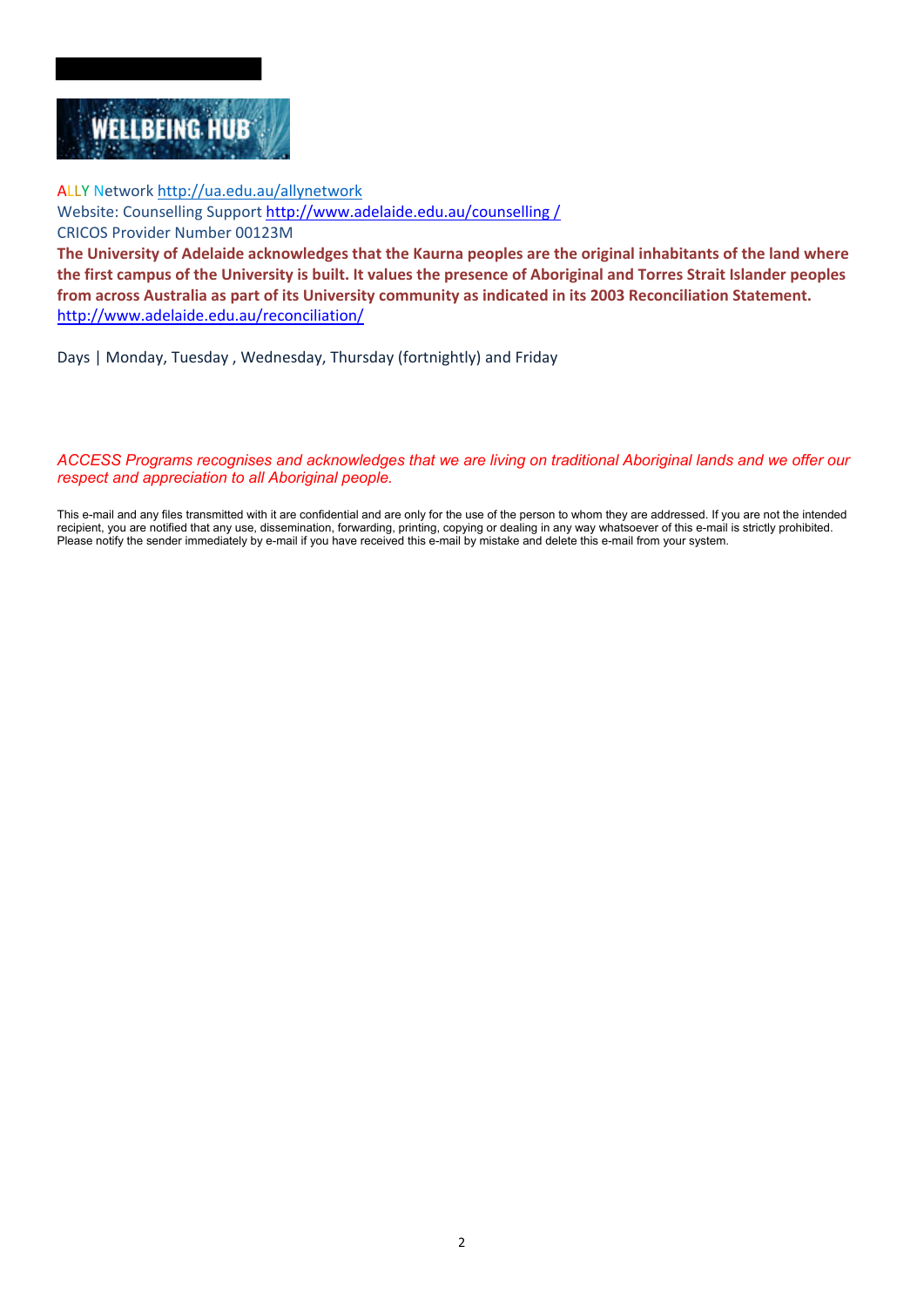WELLBEING HUB

ALLY Network http://ua.edu.au/allynetwork
Website: Counselling Support http://www.adelaide.edu.au/counselling /
CRICOS Provider Number 00123M
**The University of Adelaide acknowledges that the Kaurna peoples are the original inhabitants of the land where the first campus of the University is built. It values the presence of Aboriginal and Torres Strait Islander peoples from across Australia as part of its University community as indicated in its 2003 Reconciliation Statement.**
http://www.adelaide.edu.au/reconciliation/

Days | Monday, Tuesday , Wednesday, Thursday (fortnightly) and Friday

*ACCESS Programs recognises and acknowledges that we are living on traditional Aboriginal lands and we offer our respect and appreciation to all Aboriginal people.*

This e-mail and any files transmitted with it are confidential and are only for the use of the person to whom they are addressed. If you are not the intended recipient, you are notified that any use, dissemination, forwarding, printing, copying or dealing in any way whatsoever of this e-mail is strictly prohibited. Please notify the sender immediately by e-mail if you have received this e-mail by mistake and delete this e-mail from your system.